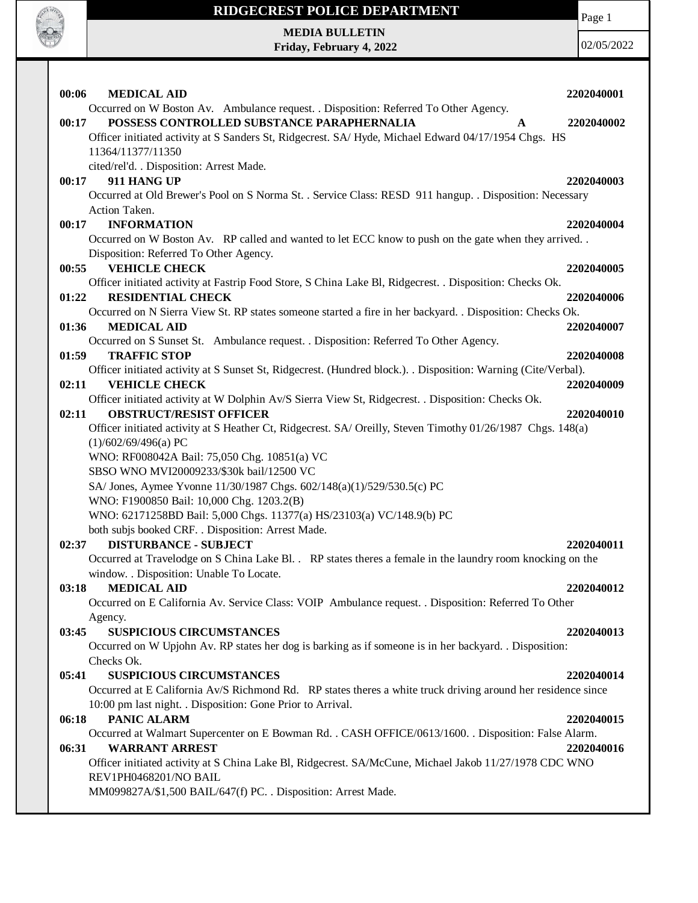# RIDGECREST POLICE DEPARTMENT

**MEDIA BULLETIN**
**Friday, February 4, 2022**

02/05/2022

**00:06 MEDICAL AID** **2202040001**
Occurred on W Boston Av. Ambulance request. . Disposition: Referred To Other Agency.

**00:17 POSSESS CONTROLLED SUBSTANCE PARAPHERNALIA** **A** **2202040002**
Officer initiated activity at S Sanders St, Ridgecrest. SA/ Hyde, Michael Edward 04/17/1954 Chgs. HS 11364/11377/11350
cited/rel'd. . Disposition: Arrest Made.

**00:17 911 HANG UP** **2202040003**
Occurred at Old Brewer's Pool on S Norma St. . Service Class: RESD 911 hangup. . Disposition: Necessary Action Taken.

**00:17 INFORMATION** **2202040004**
Occurred on W Boston Av. RP called and wanted to let ECC know to push on the gate when they arrived. . Disposition: Referred To Other Agency.

**00:55 VEHICLE CHECK** **2202040005**
Officer initiated activity at Fastrip Food Store, S China Lake Bl, Ridgecrest. . Disposition: Checks Ok.

**01:22 RESIDENTIAL CHECK** **2202040006**
Occurred on N Sierra View St. RP states someone started a fire in her backyard. . Disposition: Checks Ok.

**01:36 MEDICAL AID** **2202040007**
Occurred on S Sunset St. Ambulance request. . Disposition: Referred To Other Agency.

**01:59 TRAFFIC STOP** **2202040008**
Officer initiated activity at S Sunset St, Ridgecrest. (Hundred block.). . Disposition: Warning (Cite/Verbal).

**02:11 VEHICLE CHECK** **2202040009**
Officer initiated activity at W Dolphin Av/S Sierra View St, Ridgecrest. . Disposition: Checks Ok.

**02:11 OBSTRUCT/RESIST OFFICER** **2202040010**
Officer initiated activity at S Heather Ct, Ridgecrest. SA/ Oreilly, Steven Timothy 01/26/1987 Chgs. 148(a)(1)/602/69/496(a) PC
WNO: RF008042A Bail: 75,050 Chg. 10851(a) VC
SBSO WNO MVI20009233/$30k bail/12500 VC
SA/ Jones, Aymee Yvonne 11/30/1987 Chgs. 602/148(a)(1)/529/530.5(c) PC
WNO: F1900850 Bail: 10,000 Chg. 1203.2(B)
WNO: 62171258BD Bail: 5,000 Chgs. 11377(a) HS/23103(a) VC/148.9(b) PC
both subjs booked CRF. . Disposition: Arrest Made.

**02:37 DISTURBANCE - SUBJECT** **2202040011**
Occurred at Travelodge on S China Lake Bl. . RP states theres a female in the laundry room knocking on the window. . Disposition: Unable To Locate.

**03:18 MEDICAL AID** **2202040012**
Occurred on E California Av. Service Class: VOIP Ambulance request. . Disposition: Referred To Other Agency.

**03:45 SUSPICIOUS CIRCUMSTANCES** **2202040013**
Occurred on W Upjohn Av. RP states her dog is barking as if someone is in her backyard. . Disposition: Checks Ok.

**05:41 SUSPICIOUS CIRCUMSTANCES** **2202040014**
Occurred at E California Av/S Richmond Rd. RP states theres a white truck driving around her residence since 10:00 pm last night. . Disposition: Gone Prior to Arrival.

**06:18 PANIC ALARM** **2202040015**
Occurred at Walmart Supercenter on E Bowman Rd. . CASH OFFICE/0613/1600. . Disposition: False Alarm.

**06:31 WARRANT ARREST** **2202040016**
Officer initiated activity at S China Lake Bl, Ridgecrest. SA/McCune, Michael Jakob 11/27/1978 CDC WNO REV1PH0468201/NO BAIL
MM099827A/$1,500 BAIL/647(f) PC. . Disposition: Arrest Made.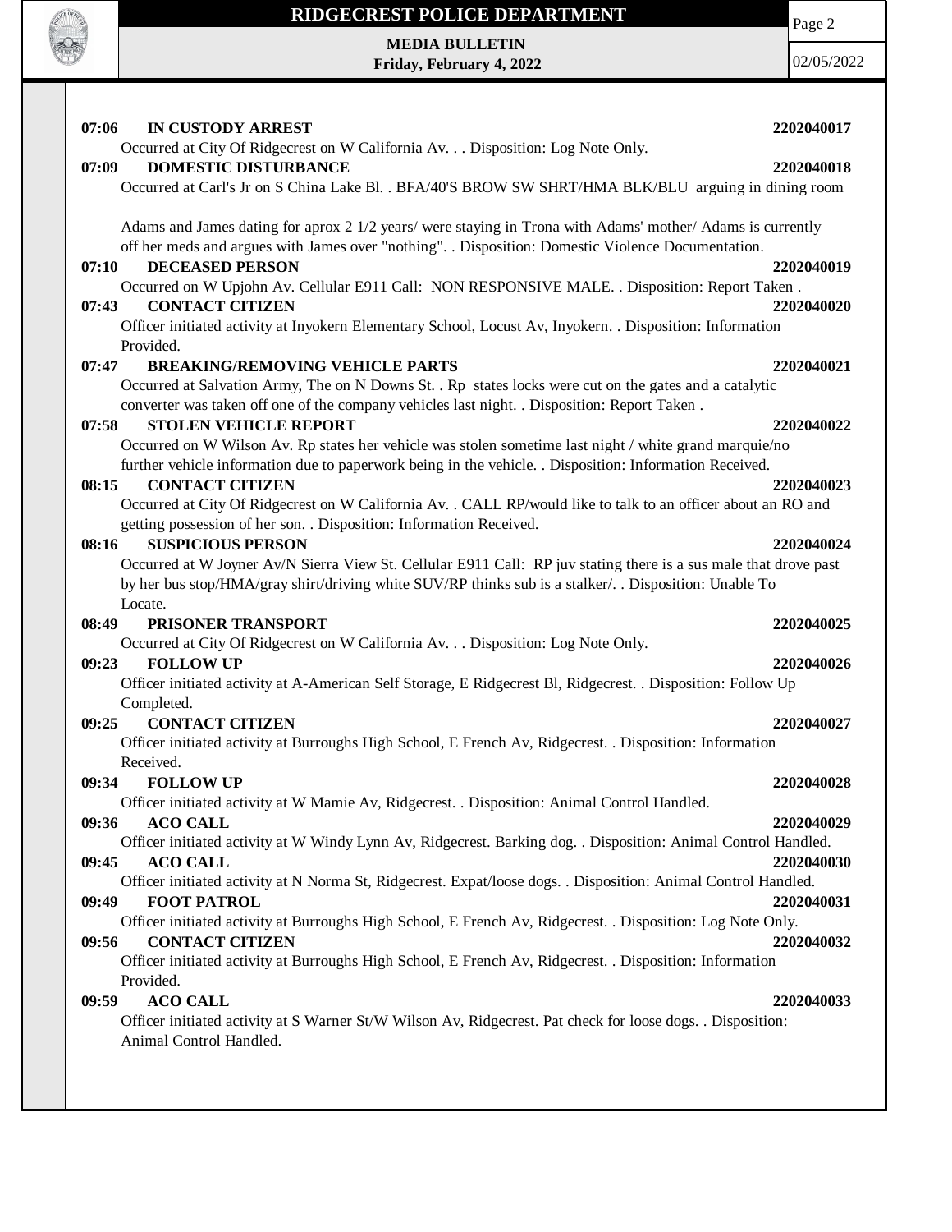**07:06 IN CUSTODY ARREST 2202040017**
Occurred at City Of Ridgecrest on W California Av. . . Disposition: Log Note Only.

**07:09 DOMESTIC DISTURBANCE 2202040018**
Occurred at Carl's Jr on S China Lake Bl. . BFA/40'S BROW SW SHRT/HMA BLK/BLU arguing in dining room

Adams and James dating for aprox 2 1/2 years/ were staying in Trona with Adams' mother/ Adams is currently off her meds and argues with James over "nothing". . Disposition: Domestic Violence Documentation.

**07:10 DECEASED PERSON 2202040019**
Occurred on W Upjohn Av. Cellular E911 Call: NON RESPONSIVE MALE. . Disposition: Report Taken .

**07:43 CONTACT CITIZEN 2202040020**
Officer initiated activity at Inyokern Elementary School, Locust Av, Inyokern. . Disposition: Information Provided.

**07:47 BREAKING/REMOVING VEHICLE PARTS 2202040021**
Occurred at Salvation Army, The on N Downs St. . Rp states locks were cut on the gates and a catalytic converter was taken off one of the company vehicles last night. . Disposition: Report Taken .

**07:58 STOLEN VEHICLE REPORT 2202040022**
Occurred on W Wilson Av. Rp states her vehicle was stolen sometime last night / white grand marquie/no further vehicle information due to paperwork being in the vehicle. . Disposition: Information Received.

**08:15 CONTACT CITIZEN 2202040023**
Occurred at City Of Ridgecrest on W California Av. . CALL RP/would like to talk to an officer about an RO and getting possession of her son. . Disposition: Information Received.

**08:16 SUSPICIOUS PERSON 2202040024**
Occurred at W Joyner Av/N Sierra View St. Cellular E911 Call: RP juv stating there is a sus male that drove past by her bus stop/HMA/gray shirt/driving white SUV/RP thinks sub is a stalker/. . Disposition: Unable To Locate.

**08:49 PRISONER TRANSPORT 2202040025**
Occurred at City Of Ridgecrest on W California Av. . . Disposition: Log Note Only.

**09:23 FOLLOW UP 2202040026**
Officer initiated activity at A-American Self Storage, E Ridgecrest Bl, Ridgecrest. . Disposition: Follow Up Completed.

**09:25 CONTACT CITIZEN 2202040027**
Officer initiated activity at Burroughs High School, E French Av, Ridgecrest. . Disposition: Information Received.

**09:34 FOLLOW UP 2202040028**
Officer initiated activity at W Mamie Av, Ridgecrest. . Disposition: Animal Control Handled.

**09:36 ACO CALL 2202040029**
Officer initiated activity at W Windy Lynn Av, Ridgecrest. Barking dog. . Disposition: Animal Control Handled.

**09:45 ACO CALL 2202040030**
Officer initiated activity at N Norma St, Ridgecrest. Expat/loose dogs. . Disposition: Animal Control Handled.

**09:49 FOOT PATROL 2202040031**
Officer initiated activity at Burroughs High School, E French Av, Ridgecrest. . Disposition: Log Note Only.

**09:56 CONTACT CITIZEN 2202040032**
Officer initiated activity at Burroughs High School, E French Av, Ridgecrest. . Disposition: Information Provided.

**09:59 ACO CALL 2202040033**
Officer initiated activity at S Warner St/W Wilson Av, Ridgecrest. Pat check for loose dogs. . Disposition: Animal Control Handled.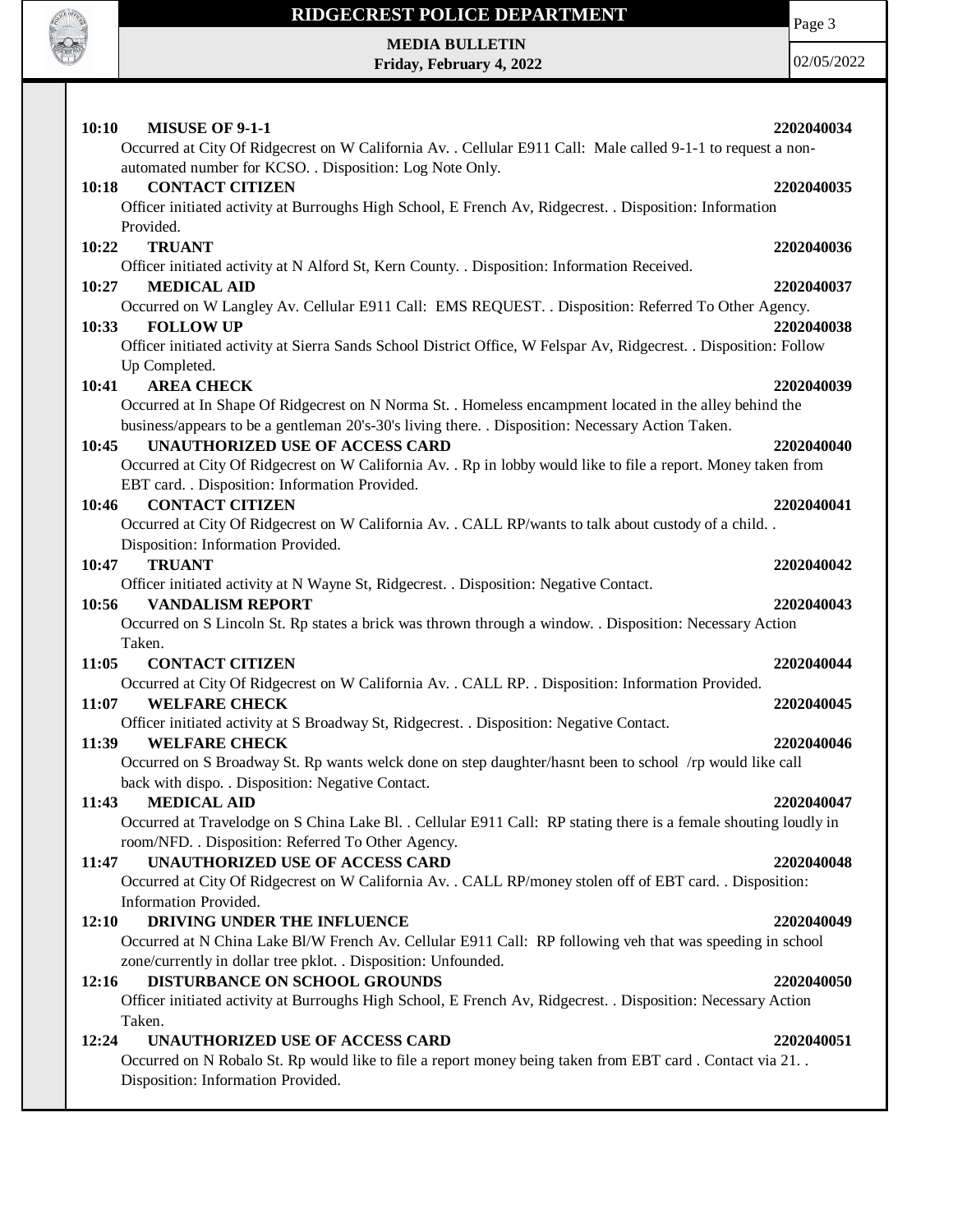**10:10 MISUSE OF 9-1-1** **2202040034**

Occurred at City Of Ridgecrest on W California Av. . Cellular E911 Call: Male called 9-1-1 to request a non-automated number for KCSO. . Disposition: Log Note Only.

**10:18 CONTACT CITIZEN** **2202040035**

Officer initiated activity at Burroughs High School, E French Av, Ridgecrest. . Disposition: Information Provided.

**10:22 TRUANT** **2202040036**

Officer initiated activity at N Alford St, Kern County. . Disposition: Information Received.

**10:27 MEDICAL AID** **2202040037**

Occurred on W Langley Av. Cellular E911 Call: EMS REQUEST. . Disposition: Referred To Other Agency.

**10:33 FOLLOW UP** **2202040038**

Officer initiated activity at Sierra Sands School District Office, W Felspar Av, Ridgecrest. . Disposition: Follow Up Completed.

**10:41 AREA CHECK** **2202040039**

Occurred at In Shape Of Ridgecrest on N Norma St. . Homeless encampment located in the alley behind the business/appears to be a gentleman 20's-30's living there. . Disposition: Necessary Action Taken.

**10:45 UNAUTHORIZED USE OF ACCESS CARD** **2202040040**

Occurred at City Of Ridgecrest on W California Av. . Rp in lobby would like to file a report. Money taken from EBT card. . Disposition: Information Provided.

**10:46 CONTACT CITIZEN** **2202040041**

Occurred at City Of Ridgecrest on W California Av. . CALL RP/wants to talk about custody of a child. . Disposition: Information Provided.

**10:47 TRUANT** **2202040042**

Officer initiated activity at N Wayne St, Ridgecrest. . Disposition: Negative Contact.

**10:56 VANDALISM REPORT** **2202040043**

Occurred on S Lincoln St. Rp states a brick was thrown through a window. . Disposition: Necessary Action Taken.

**11:05 CONTACT CITIZEN** **2202040044**

Occurred at City Of Ridgecrest on W California Av. . CALL RP. . Disposition: Information Provided.

**11:07 WELFARE CHECK** **2202040045**

Officer initiated activity at S Broadway St, Ridgecrest. . Disposition: Negative Contact.

**11:39 WELFARE CHECK** **2202040046**

Occurred on S Broadway St. Rp wants welck done on step daughter/hasnt been to school /rp would like call back with dispo. . Disposition: Negative Contact.

**11:43 MEDICAL AID** **2202040047**

Occurred at Travelodge on S China Lake Bl. . Cellular E911 Call: RP stating there is a female shouting loudly in room/NFD. . Disposition: Referred To Other Agency.

**11:47 UNAUTHORIZED USE OF ACCESS CARD** **2202040048**

Occurred at City Of Ridgecrest on W California Av. . CALL RP/money stolen off of EBT card. . Disposition: Information Provided.

**12:10 DRIVING UNDER THE INFLUENCE** **2202040049**

Occurred at N China Lake Bl/W French Av. Cellular E911 Call: RP following veh that was speeding in school zone/currently in dollar tree pklot. . Disposition: Unfounded.

**12:16 DISTURBANCE ON SCHOOL GROUNDS** **2202040050**

Officer initiated activity at Burroughs High School, E French Av, Ridgecrest. . Disposition: Necessary Action Taken.

**12:24 UNAUTHORIZED USE OF ACCESS CARD** **2202040051**

Occurred on N Robalo St. Rp would like to file a report money being taken from EBT card . Contact via 21. . Disposition: Information Provided.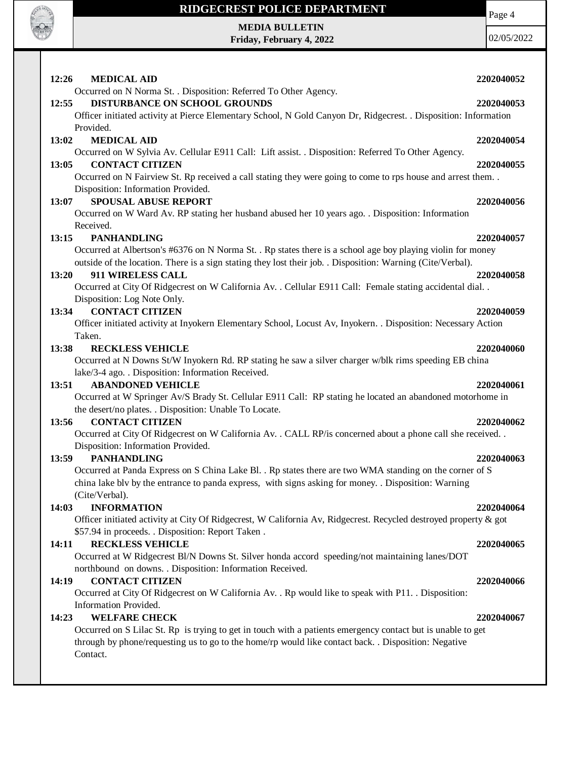**12:26 MEDICAL AID** **2202040052**

Occurred on N Norma St. . Disposition: Referred To Other Agency.

**12:55 DISTURBANCE ON SCHOOL GROUNDS** **2202040053**

Officer initiated activity at Pierce Elementary School, N Gold Canyon Dr, Ridgecrest. . Disposition: Information Provided.

**13:02 MEDICAL AID** **2202040054**

Occurred on W Sylvia Av. Cellular E911 Call: Lift assist. . Disposition: Referred To Other Agency.

**13:05 CONTACT CITIZEN** **2202040055**

Occurred on N Fairview St. Rp received a call stating they were going to come to rps house and arrest them. . Disposition: Information Provided.

**13:07 SPOUSAL ABUSE REPORT** **2202040056**

Occurred on W Ward Av. RP stating her husband abused her 10 years ago. . Disposition: Information Received.

**13:15 PANHANDLING** **2202040057**

Occurred at Albertson's #6376 on N Norma St. . Rp states there is a school age boy playing violin for money outside of the location. There is a sign stating they lost their job. . Disposition: Warning (Cite/Verbal).

**13:20 911 WIRELESS CALL** **2202040058**

Occurred at City Of Ridgecrest on W California Av. . Cellular E911 Call: Female stating accidental dial. . Disposition: Log Note Only.

**13:34 CONTACT CITIZEN** **2202040059**

Officer initiated activity at Inyokern Elementary School, Locust Av, Inyokern. . Disposition: Necessary Action Taken.

**13:38 RECKLESS VEHICLE** **2202040060**

Occurred at N Downs St/W Inyokern Rd. RP stating he saw a silver charger w/blk rims speeding EB china lake/3-4 ago. . Disposition: Information Received.

**13:51 ABANDONED VEHICLE** **2202040061**

Occurred at W Springer Av/S Brady St. Cellular E911 Call: RP stating he located an abandoned motorhome in the desert/no plates. . Disposition: Unable To Locate.

**13:56 CONTACT CITIZEN** **2202040062**

Occurred at City Of Ridgecrest on W California Av. . CALL RP/is concerned about a phone call she received. . Disposition: Information Provided.

**13:59 PANHANDLING** **2202040063**

Occurred at Panda Express on S China Lake Bl. . Rp states there are two WMA standing on the corner of S china lake blv by the entrance to panda express, with signs asking for money. . Disposition: Warning (Cite/Verbal).

**14:03 INFORMATION** **2202040064**

Officer initiated activity at City Of Ridgecrest, W California Av, Ridgecrest. Recycled destroyed property & got $57.94 in proceeds. . Disposition: Report Taken .

**14:11 RECKLESS VEHICLE** **2202040065**

Occurred at W Ridgecrest Bl/N Downs St. Silver honda accord speeding/not maintaining lanes/DOT northbound on downs. . Disposition: Information Received.

**14:19 CONTACT CITIZEN** **2202040066**

Occurred at City Of Ridgecrest on W California Av. . Rp would like to speak with P11. . Disposition: Information Provided.

**14:23 WELFARE CHECK** **2202040067**

Occurred on S Lilac St. Rp is trying to get in touch with a patients emergency contact but is unable to get through by phone/requesting us to go to the home/rp would like contact back. . Disposition: Negative Contact.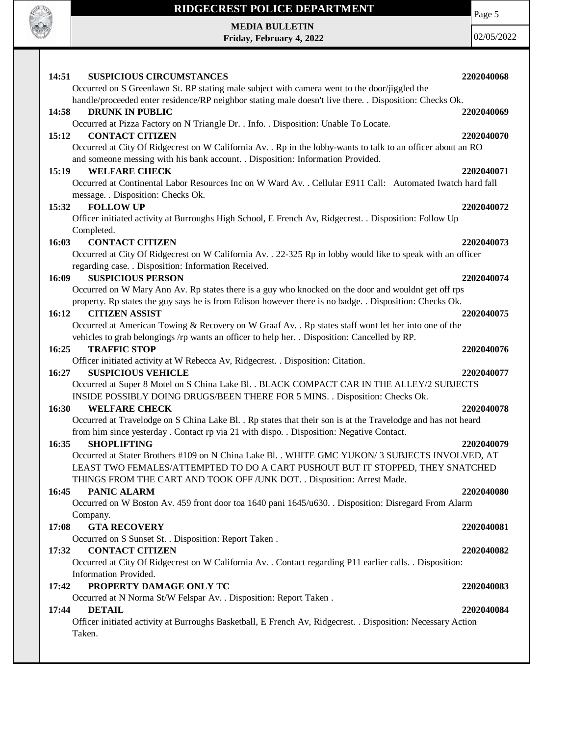**14:51 SUSPICIOUS CIRCUMSTANCES 2202040068**

Occurred on S Greenlawn St. RP stating male subject with camera went to the door/jiggled the handle/proceeded enter residence/RP neighbor stating male doesn't live there. . Disposition: Checks Ok.

**14:58 DRUNK IN PUBLIC 2202040069**

Occurred at Pizza Factory on N Triangle Dr. . Info. . Disposition: Unable To Locate.

**15:12 CONTACT CITIZEN 2202040070**

Occurred at City Of Ridgecrest on W California Av. . Rp in the lobby-wants to talk to an officer about an RO and someone messing with his bank account. . Disposition: Information Provided.

**15:19 WELFARE CHECK 2202040071**

Occurred at Continental Labor Resources Inc on W Ward Av. . Cellular E911 Call: Automated Iwatch hard fall message. . Disposition: Checks Ok.

**15:32 FOLLOW UP 2202040072**

Officer initiated activity at Burroughs High School, E French Av, Ridgecrest. . Disposition: Follow Up Completed.

**16:03 CONTACT CITIZEN 2202040073**

Occurred at City Of Ridgecrest on W California Av. . 22-325 Rp in lobby would like to speak with an officer regarding case. . Disposition: Information Received.

**16:09 SUSPICIOUS PERSON 2202040074**

Occurred on W Mary Ann Av. Rp states there is a guy who knocked on the door and wouldnt get off rps property. Rp states the guy says he is from Edison however there is no badge. . Disposition: Checks Ok.

**16:12 CITIZEN ASSIST 2202040075**

Occurred at American Towing & Recovery on W Graaf Av. . Rp states staff wont let her into one of the vehicles to grab belongings /rp wants an officer to help her. . Disposition: Cancelled by RP.

**16:25 TRAFFIC STOP 2202040076**

Officer initiated activity at W Rebecca Av, Ridgecrest. . Disposition: Citation.

**16:27 SUSPICIOUS VEHICLE 2202040077**

Occurred at Super 8 Motel on S China Lake Bl. . BLACK COMPACT CAR IN THE ALLEY/2 SUBJECTS INSIDE POSSIBLY DOING DRUGS/BEEN THERE FOR 5 MINS. . Disposition: Checks Ok.

**16:30 WELFARE CHECK 2202040078**

Occurred at Travelodge on S China Lake Bl. . Rp states that their son is at the Travelodge and has not heard from him since yesterday . Contact rp via 21 with dispo. . Disposition: Negative Contact.

**16:35 SHOPLIFTING 2202040079**

Occurred at Stater Brothers #109 on N China Lake Bl. . WHITE GMC YUKON/ 3 SUBJECTS INVOLVED, AT LEAST TWO FEMALES/ATTEMPTED TO DO A CART PUSHOUT BUT IT STOPPED, THEY SNATCHED THINGS FROM THE CART AND TOOK OFF /UNK DOT. . Disposition: Arrest Made.

**16:45 PANIC ALARM 2202040080**

Occurred on W Boston Av. 459 front door toa 1640 pani 1645/u630. . Disposition: Disregard From Alarm Company.

**17:08 GTA RECOVERY 2202040081**

Occurred on S Sunset St. . Disposition: Report Taken .

**17:32 CONTACT CITIZEN 2202040082**

Occurred at City Of Ridgecrest on W California Av. . Contact regarding P11 earlier calls. . Disposition: Information Provided.

**17:42 PROPERTY DAMAGE ONLY TC 2202040083**

Occurred at N Norma St/W Felspar Av. . Disposition: Report Taken .

**17:44 DETAIL 2202040084**

Officer initiated activity at Burroughs Basketball, E French Av, Ridgecrest. . Disposition: Necessary Action Taken.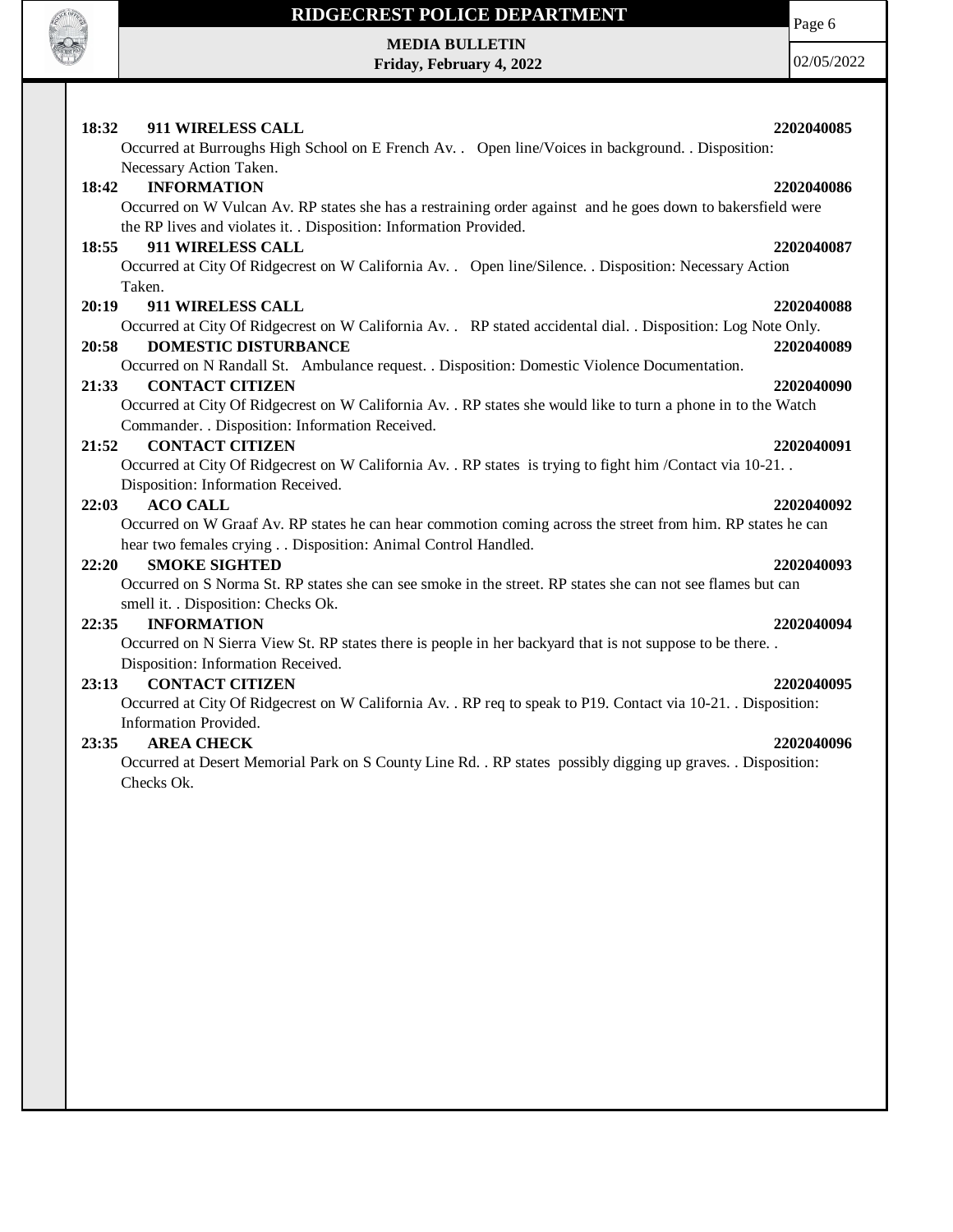**18:32 911 WIRELESS CALL 2202040085**

Occurred at Burroughs High School on E French Av. . Open line/Voices in background. . Disposition: Necessary Action Taken.

**18:42 INFORMATION 2202040086**

Occurred on W Vulcan Av. RP states she has a restraining order against and he goes down to bakersfield were the RP lives and violates it. . Disposition: Information Provided.

**18:55 911 WIRELESS CALL 2202040087**

Occurred at City Of Ridgecrest on W California Av. . Open line/Silence. . Disposition: Necessary Action Taken.

**20:19 911 WIRELESS CALL 2202040088**

Occurred at City Of Ridgecrest on W California Av. . RP stated accidental dial. . Disposition: Log Note Only.

**20:58 DOMESTIC DISTURBANCE 2202040089**

Occurred on N Randall St. Ambulance request. . Disposition: Domestic Violence Documentation.

**21:33 CONTACT CITIZEN 2202040090**

Occurred at City Of Ridgecrest on W California Av. . RP states she would like to turn a phone in to the Watch Commander. . Disposition: Information Received.

**21:52 CONTACT CITIZEN 2202040091**

Occurred at City Of Ridgecrest on W California Av. . RP states is trying to fight him /Contact via 10-21. . Disposition: Information Received.

**22:03 ACO CALL 2202040092**

Occurred on W Graaf Av. RP states he can hear commotion coming across the street from him. RP states he can hear two females crying . . Disposition: Animal Control Handled.

**22:20 SMOKE SIGHTED 2202040093**

Occurred on S Norma St. RP states she can see smoke in the street. RP states she can not see flames but can smell it. . Disposition: Checks Ok.

**22:35 INFORMATION 2202040094**

Occurred on N Sierra View St. RP states there is people in her backyard that is not suppose to be there. . Disposition: Information Received.

**23:13 CONTACT CITIZEN 2202040095**

Occurred at City Of Ridgecrest on W California Av. . RP req to speak to P19. Contact via 10-21. . Disposition: Information Provided.

**23:35 AREA CHECK 2202040096**

Occurred at Desert Memorial Park on S County Line Rd. . RP states possibly digging up graves. . Disposition: Checks Ok.